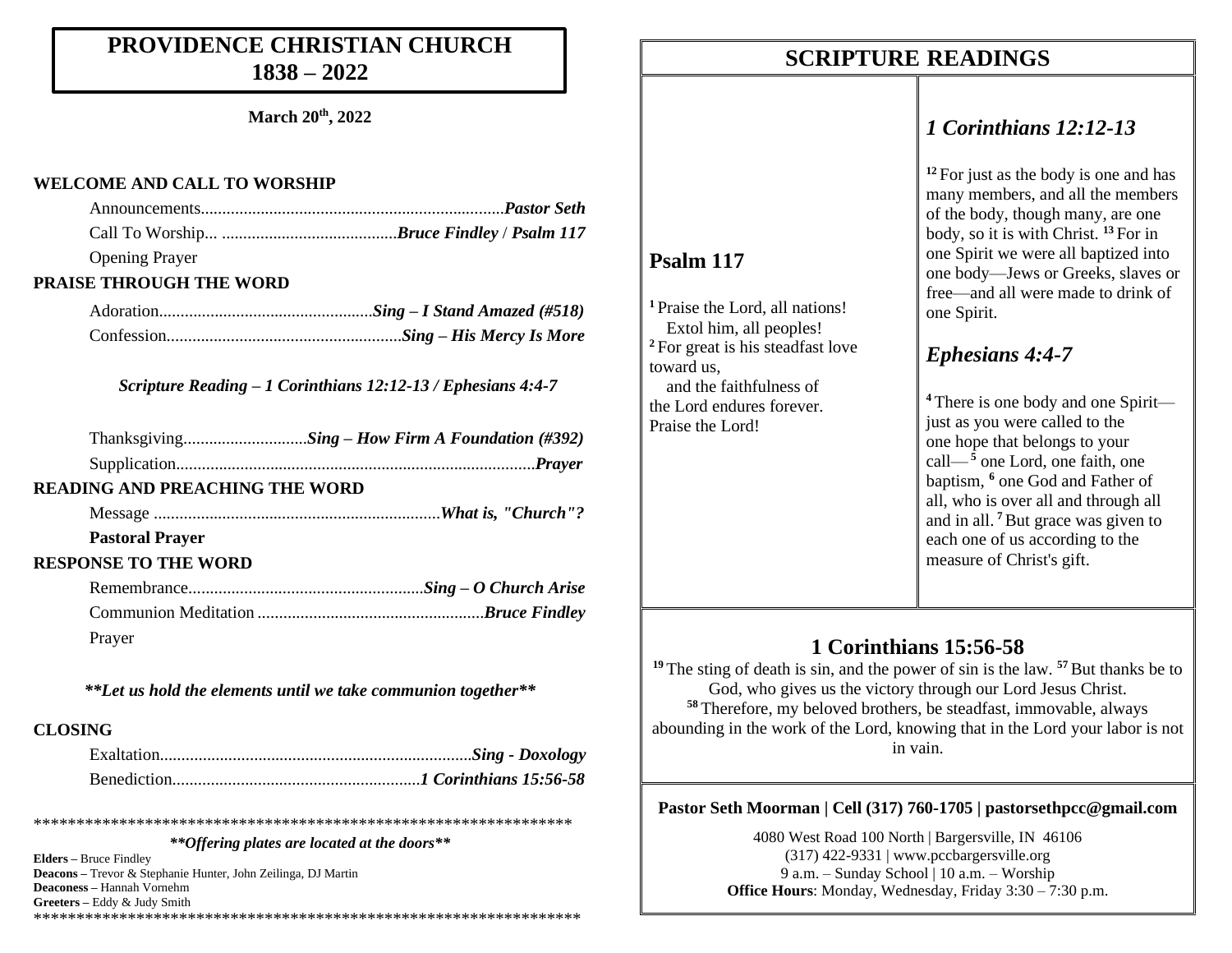# PROVIDENCE CHRISTIAN CHURCH 1838 – 2022

**March 20th, 2022**

## WELCOME AND CALL TO WORSHIP

Announcements...................................................................... ***Pastor Seth***

Call To Worship... ......................................... ***Bruce Findley*** / ***Psalm 117***

Opening Prayer

## PRAISE THROUGH THE WORD

Adoration................................................. ***Sing – I Stand Amazed (#518)***

Confession....................................................... ***Sing – His Mercy Is More***

*Scripture Reading – 1 Corinthians 12:12-13 / Ephesians 4:4-7*

Thanksgiving............................ ***Sing – How Firm A Foundation (#392)***

Supplication.................................................................................. ***Prayer***

## READING AND PREACHING THE WORD

Message .................................................................. ***What is, "Church"?***

**Pastoral Prayer**

## RESPONSE TO THE WORD

Remembrance...................................................... ***Sing – O Church Arise***

Communion Meditation .................................................... ***Bruce Findley***

Prayer

***\*\*Let us hold the elements until we take communion together\*\****

## CLOSING

Exaltation......................................................................... ***Sing - Doxology***

Benediction.......................................................... ***1 Corinthians 15:56-58***

\*\*\*\*\*\*\*\*\*\*\*\*\*\*\*\*\*\*\*\*\*\*\*\*\*\*\*\*\*\*\*\*\*\*\*\*\*\*\*\*\*\*\*\*\*\*\*\*\*\*\*\*\*\*\*\*\*\*\*\*\*\*\*\*\*

***\*\*Offering plates are located at the doors\*\****

**Elders –** Bruce Findley
**Deacons –** Trevor & Stephanie Hunter, John Zeilinga, DJ Martin
**Deaconess –** Hannah Vornehm
**Greeters –** Eddy & Judy Smith

\*\*\*\*\*\*\*\*\*\*\*\*\*\*\*\*\*\*\*\*\*\*\*\*\*\*\*\*\*\*\*\*\*\*\*\*\*\*\*\*\*\*\*\*\*\*\*\*\*\*\*\*\*\*\*\*\*\*\*\*\*\*\*\*\*

# SCRIPTURE READINGS

## Psalm 117

[1] Praise the Lord, all nations!
Extol him, all peoples!
[2] For great is his steadfast love toward us,
and the faithfulness of the Lord endures forever.
Praise the Lord!

## *1 Corinthians 12:12-13*

[12] For just as the body is one and has many members, and all the members of the body, though many, are one body, so it is with Christ. [13] For in one Spirit we were all baptized into one body—Jews or Greeks, slaves or free—and all were made to drink of one Spirit.

## *Ephesians 4:4-7*

[4] There is one body and one Spirit—just as you were called to the one hope that belongs to your call— [5] one Lord, one faith, one baptism, [6] one God and Father of all, who is over all and through all and in all. [7] But grace was given to each one of us according to the measure of Christ's gift.

## 1 Corinthians 15:56-58

[19] The sting of death is sin, and the power of sin is the law. [57] But thanks be to God, who gives us the victory through our Lord Jesus Christ. [58] Therefore, my beloved brothers, be steadfast, immovable, always abounding in the work of the Lord, knowing that in the Lord your labor is not in vain.

**Pastor Seth Moorman | Cell (317) 760-1705 | pastorsethpcc@gmail.com**

4080 West Road 100 North | Bargersville, IN 46106
(317) 422-9331 | www.pccbargersville.org
9 a.m. – Sunday School | 10 a.m. – Worship
**Office Hours**: Monday, Wednesday, Friday 3:30 – 7:30 p.m.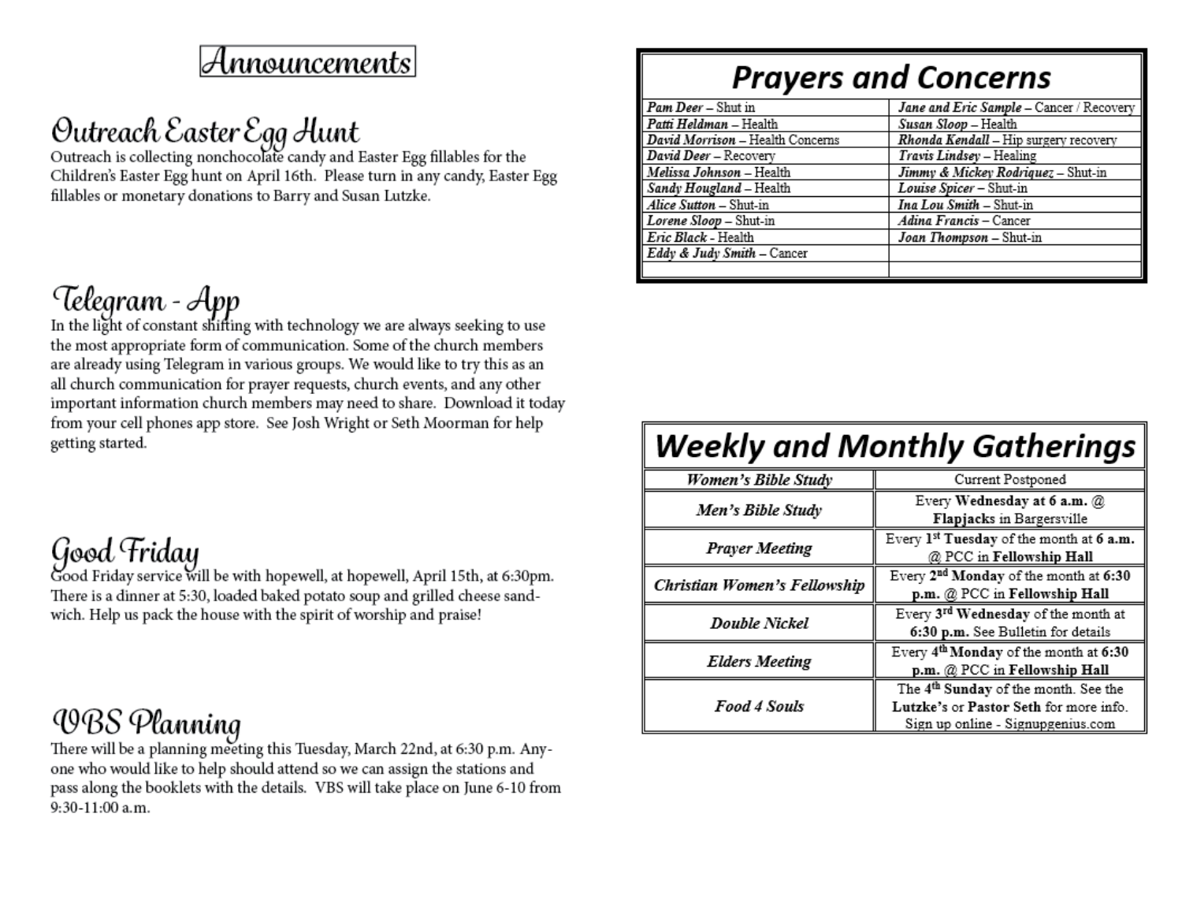# Announcements

## Outreach Easter Egg Hunt

Outreach is collecting nonchocolate candy and Easter Egg fillables for the Children's Easter Egg hunt on April 16th. Please turn in any candy, Easter Egg fillables or monetary donations to Barry and Susan Lutzke.

## Telegram - App

In the light of constant shifting with technology we are always seeking to use the most appropriate form of communication. Some of the church members are already using Telegram in various groups. We would like to try this as an all church communication for prayer requests, church events, and any other important information church members may need to share. Download it today from your cell phones app store. See Josh Wright or Seth Moorman for help getting started.

## Good Friday

Good Friday service will be with hopewell, at hopewell, April 15th, at 6:30pm. There is a dinner at 5:30, loaded baked potato soup and grilled cheese sandwich. Help us pack the house with the spirit of worship and praise!

## VBS Planning

There will be a planning meeting this Tuesday, March 22nd, at 6:30 p.m. Anyone who would like to help should attend so we can assign the stations and pass along the booklets with the details. VBS will take place on June 6-10 from 9:30-11:00 a.m.

# Prayers and Concerns

| | |
|---|---|
| ***Pam Deer*** – Shut in | ***Jane and Eric Sample*** – Cancer / Recovery |
| ***Patti Heldman*** – Health | ***Susan Sloop*** – Health |
| ***David Morrison*** – Health Concerns | ***Rhonda Kendall*** – Hip surgery recovery |
| ***David Deer*** – Recovery | ***Travis Lindsey*** – Healing |
| ***Melissa Johnson*** – Health | ***Jimmy & Mickey Rodriquez*** – Shut-in |
| ***Sandy Hougland*** – Health | ***Louise Spicer*** – Shut-in |
| ***Alice Sutton*** – Shut-in | ***Ina Lou Smith*** – Shut-in |
| ***Lorene Sloop*** – Shut-in | ***Adina Francis*** – Cancer |
| ***Eric Black*** - Health | ***Joan Thompson*** – Shut-in |
| ***Eddy & Judy Smith*** – Cancer | |
| | |

# Weekly and Monthly Gatherings

| | |
|---|---|
| ***Women's Bible Study*** | Current Postponed |
| ***Men's Bible Study*** | Every **Wednesday at 6 a.m.** @ **Flapjacks** in Bargersville |
| ***Prayer Meeting*** | Every **1st Tuesday** of the month at **6 a.m.** @ PCC in **Fellowship Hall** |
| ***Christian Women's Fellowship*** | Every **2nd Monday** of the month at **6:30 p.m.** @ PCC in **Fellowship Hall** |
| ***Double Nickel*** | Every **3rd Wednesday** of the month at **6:30 p.m.** See Bulletin for details |
| ***Elders Meeting*** | Every **4th Monday** of the month at **6:30 p.m.** @ PCC in **Fellowship Hall** |
| ***Food 4 Souls*** | The **4th Sunday** of the month. See the **Lutzke's** or **Pastor Seth** for more info. Sign up online - Signupgenius.com |